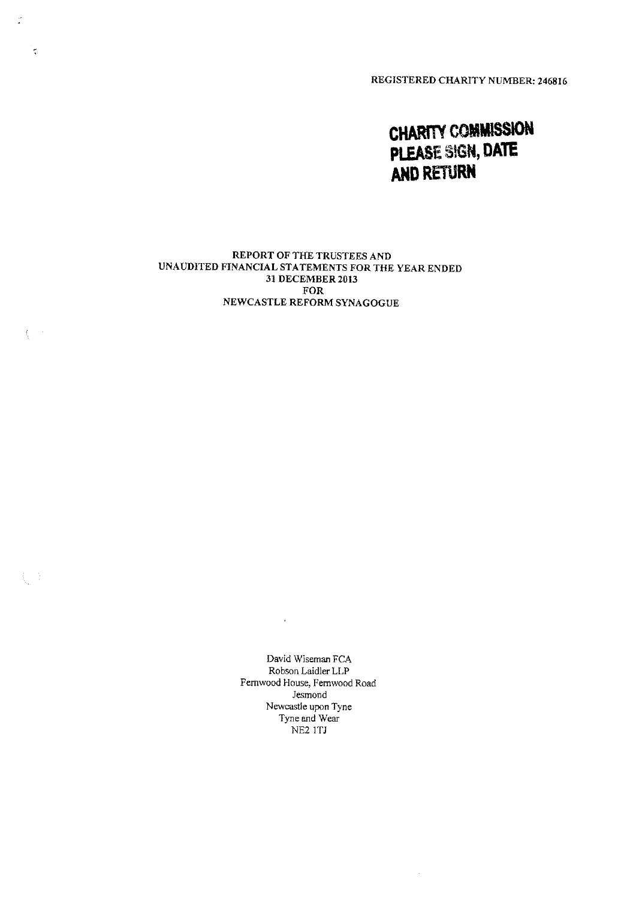REGISTERED CHARITY NUMBER: 246816

**CHARITY COMMISSION PLEASE SIGN, DATE AND RETURN**

REPORT OF THE TRUSTEES AND
UNAUDITED FINANCIAL STATEMENTS FOR THE YEAR ENDED
31 DECEMBER 2013
FOR
NEWCASTLE REFORM SYNAGOGUE

David Wiseman FCA
Robson Laidler LLP
Fernwood House, Fernwood Road
Jesmond
Newcastle upon Tyne
Tyne and Wear
NE2 1TJ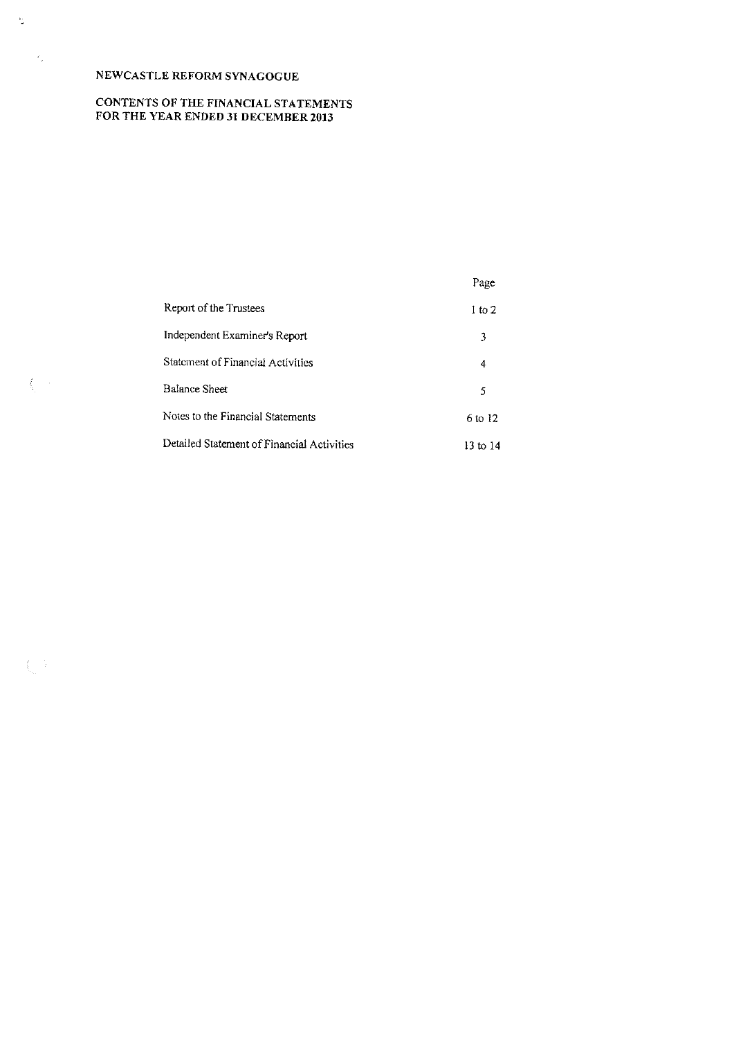# NEWCASTLE REFORM SYNAGOGUE

## CONTENTS OF THE FINANCIAL STATEMENTS FOR THE YEAR ENDED 31 DECEMBER 2013

| | Page |
|---|---|
| Report of the Trustees | 1 to 2 |
| Independent Examiner's Report | 3 |
| Statement of Financial Activities | 4 |
| Balance Sheet | 5 |
| Notes to the Financial Statements | 6 to 12 |
| Detailed Statement of Financial Activities | 13 to 14 |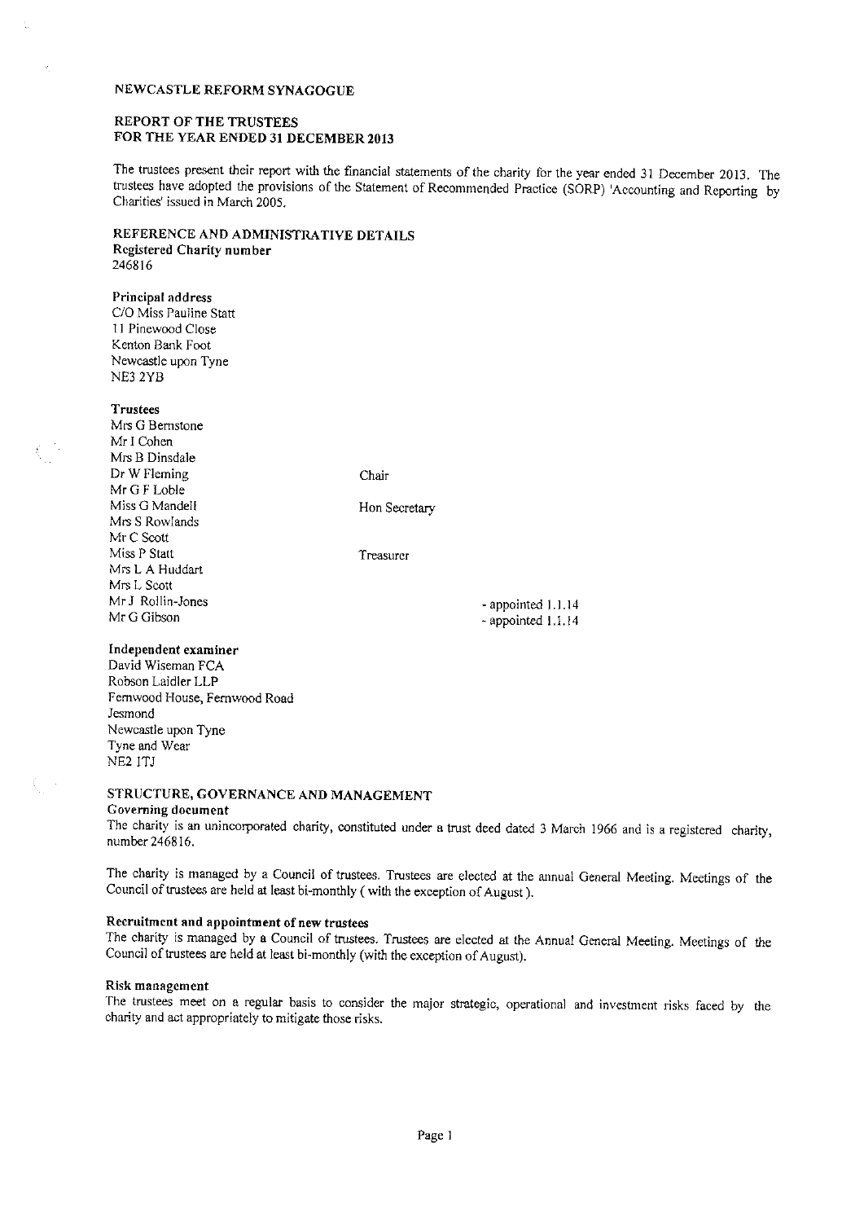# NEWCASTLE REFORM SYNAGOGUE

## REPORT OF THE TRUSTEES
## FOR THE YEAR ENDED 31 DECEMBER 2013

The trustees present their report with the financial statements of the charity for the year ended 31 December 2013. The trustees have adopted the provisions of the Statement of Recommended Practice (SORP) 'Accounting and Reporting by Charities' issued in March 2005.

## REFERENCE AND ADMINISTRATIVE DETAILS

**Registered Charity number**
246816

**Principal address**
C/O Miss Pauline Statt
11 Pinewood Close
Kenton Bank Foot
Newcastle upon Tyne
NE3 2YB

**Trustees**

| | | |
|---|---|---|
| Mrs G Bernstone | | |
| Mr I Cohen | | |
| Mrs B Dinsdale | | |
| Dr W Fleming | Chair | |
| Mr G F Loble | | |
| Miss G Mandell | Hon Secretary | |
| Mrs S Rowlands | | |
| Mr C Scott | | |
| Miss P Statt | Treasurer | |
| Mrs L A Huddart | | |
| Mrs L Scott | | |
| Mr J Rollin-Jones | | - appointed 1.1.14 |
| Mr G Gibson | | - appointed 1.1.14 |

**Independent examiner**
David Wiseman FCA
Robson Laidler LLP
Fernwood House, Fernwood Road
Jesmond
Newcastle upon Tyne
Tyne and Wear
NE2 1TJ

## STRUCTURE, GOVERNANCE AND MANAGEMENT

**Governing document**

The charity is an unincorporated charity, constituted under a trust deed dated 3 March 1966 and is a registered charity, number 246816.

The charity is managed by a Council of trustees. Trustees are elected at the annual General Meeting. Meetings of the Council of trustees are held at least bi-monthly ( with the exception of August ).

**Recruitment and appointment of new trustees**

The charity is managed by a Council of trustees. Trustees are elected at the Annual General Meeting. Meetings of the Council of trustees are held at least bi-monthly (with the exception of August).

**Risk management**

The trustees meet on a regular basis to consider the major strategic, operational and investment risks faced by the charity and act appropriately to mitigate those risks.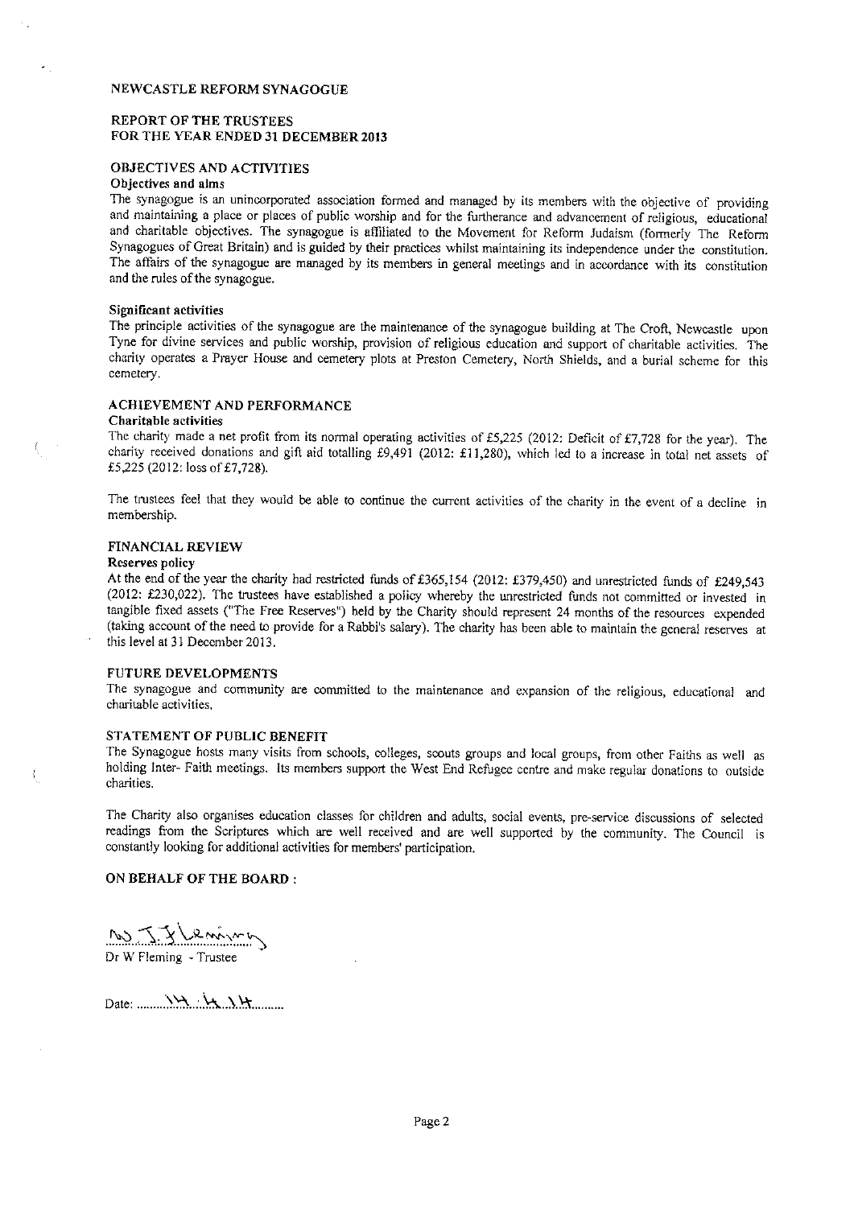NEWCASTLE REFORM SYNAGOGUE

REPORT OF THE TRUSTEES
FOR THE YEAR ENDED 31 DECEMBER 2013

## OBJECTIVES AND ACTIVITIES

### Objectives and aims

The synagogue is an unincorporated association formed and managed by its members with the objective of providing and maintaining a place or places of public worship and for the furtherance and advancement of religious, educational and charitable objectives. The synagogue is affiliated to the Movement for Reform Judaism (formerly The Reform Synagogues of Great Britain) and is guided by their practices whilst maintaining its independence under the constitution. The affairs of the synagogue are managed by its members in general meetings and in accordance with its constitution and the rules of the synagogue.

### Significant activities

The principle activities of the synagogue are the maintenance of the synagogue building at The Croft, Newcastle upon Tyne for divine services and public worship, provision of religious education and support of charitable activities. The charity operates a Prayer House and cemetery plots at Preston Cemetery, North Shields, and a burial scheme for this cemetery.

## ACHIEVEMENT AND PERFORMANCE

### Charitable activities

The charity made a net profit from its normal operating activities of £5,225 (2012: Deficit of £7,728 for the year). The charity received donations and gift aid totalling £9,491 (2012: £11,280), which led to a increase in total net assets of £5,225 (2012: loss of £7,728).

The trustees feel that they would be able to continue the current activities of the charity in the event of a decline in membership.

## FINANCIAL REVIEW

### Reserves policy

At the end of the year the charity had restricted funds of £365,154 (2012: £379,450) and unrestricted funds of £249,543 (2012: £230,022). The trustees have established a policy whereby the unrestricted funds not committed or invested in tangible fixed assets ("The Free Reserves") held by the Charity should represent 24 months of the resources expended (taking account of the need to provide for a Rabbi's salary). The charity has been able to maintain the general reserves at this level at 31 December 2013.

## FUTURE DEVELOPMENTS

The synagogue and community are committed to the maintenance and expansion of the religious, educational and charitable activities.

## STATEMENT OF PUBLIC BENEFIT

The Synagogue hosts many visits from schools, colleges, scouts groups and local groups, from other Faiths as well as holding Inter- Faith meetings. Its members support the West End Refugee centre and make regular donations to outside charities.

The Charity also organises education classes for children and adults, social events, pre-service discussions of selected readings from the Scriptures which are well received and are well supported by the community. The Council is constantly looking for additional activities for members' participation.

**ON BEHALF OF THE BOARD :**

Dr W Fleming - Trustee

Date: 14.4.14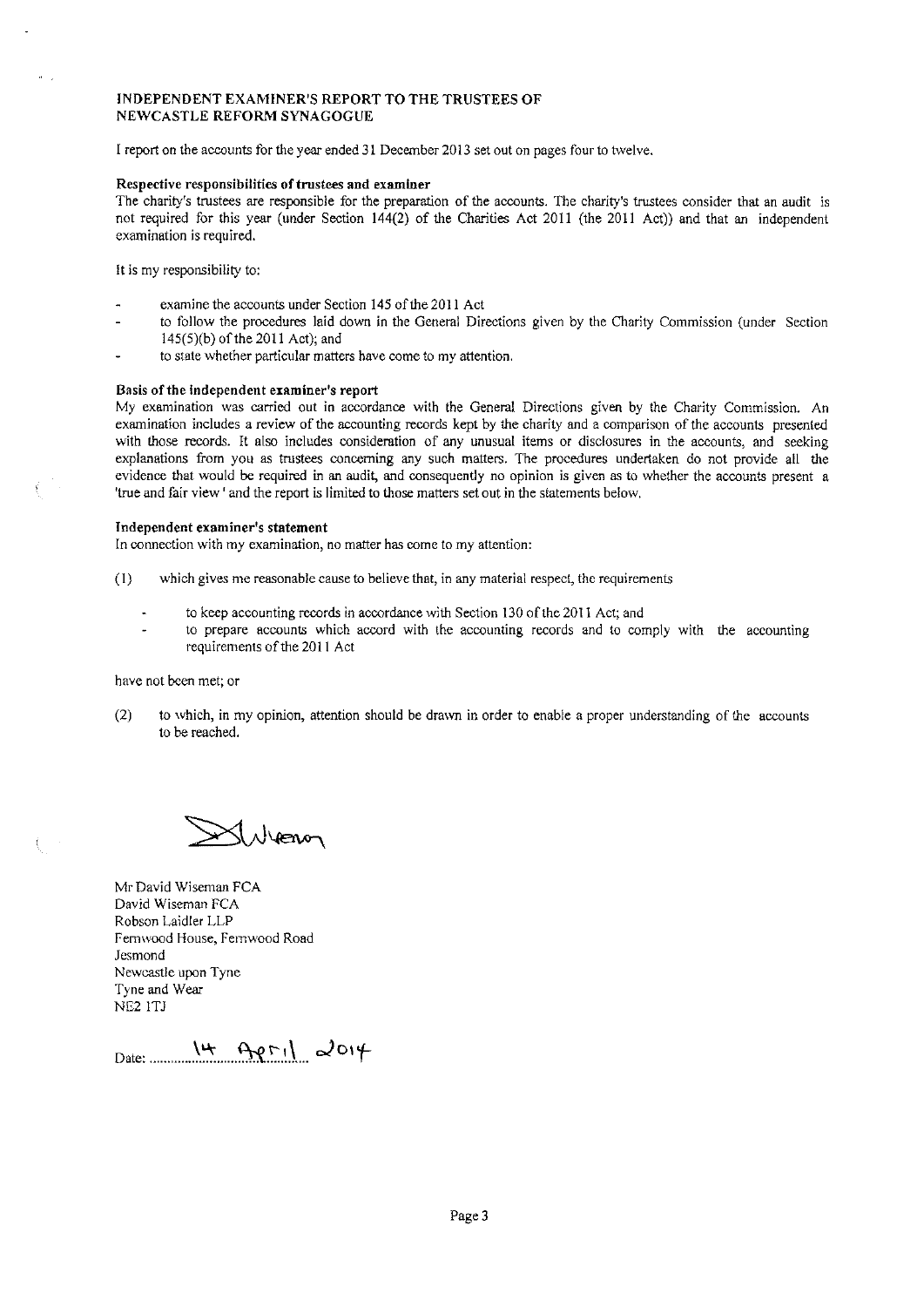**INDEPENDENT EXAMINER'S REPORT TO THE TRUSTEES OF NEWCASTLE REFORM SYNAGOGUE**

I report on the accounts for the year ended 31 December 2013 set out on pages four to twelve.

**Respective responsibilities of trustees and examiner**

The charity's trustees are responsible for the preparation of the accounts. The charity's trustees consider that an audit is not required for this year (under Section 144(2) of the Charities Act 2011 (the 2011 Act)) and that an independent examination is required.

It is my responsibility to:

- examine the accounts under Section 145 of the 2011 Act
- to follow the procedures laid down in the General Directions given by the Charity Commission (under Section 145(5)(b) of the 2011 Act); and
- to state whether particular matters have come to my attention.

**Basis of the independent examiner's report**

My examination was carried out in accordance with the General Directions given by the Charity Commission. An examination includes a review of the accounting records kept by the charity and a comparison of the accounts presented with those records. It also includes consideration of any unusual items or disclosures in the accounts, and seeking explanations from you as trustees concerning any such matters. The procedures undertaken do not provide all the evidence that would be required in an audit, and consequently no opinion is given as to whether the accounts present a 'true and fair view ' and the report is limited to those matters set out in the statements below.

**Independent examiner's statement**

In connection with my examination, no matter has come to my attention:

(1) which gives me reasonable cause to believe that, in any material respect, the requirements

- to keep accounting records in accordance with Section 130 of the 2011 Act; and
- to prepare accounts which accord with the accounting records and to comply with the accounting requirements of the 2011 Act

have not been met; or

(2) to which, in my opinion, attention should be drawn in order to enable a proper understanding of the accounts to be reached.

Mr David Wiseman FCA
David Wiseman FCA
Robson Laidler LLP
Fernwood House, Fernwood Road
Jesmond
Newcastle upon Tyne
Tyne and Wear
NE2 1TJ

Date: 14 April 2014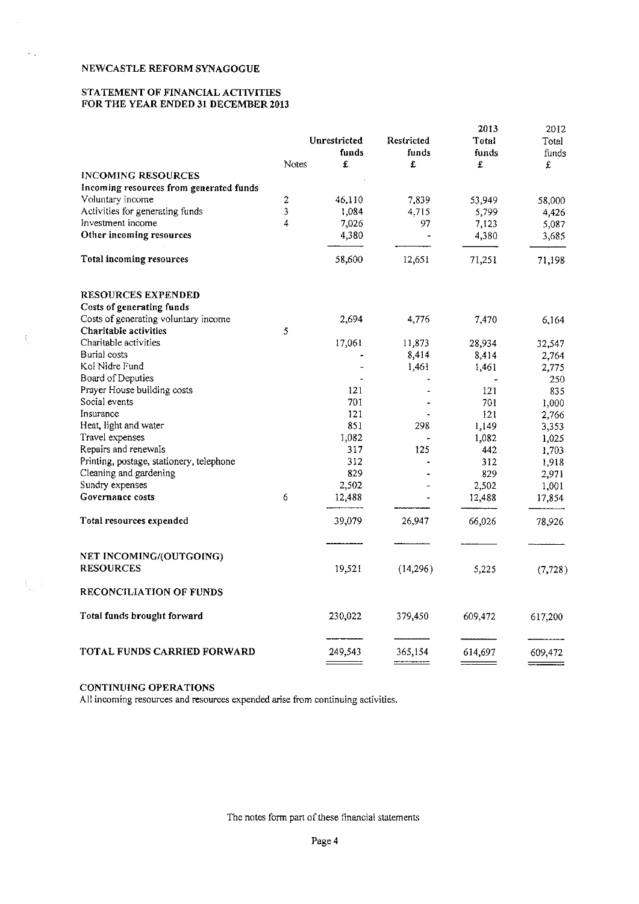NEWCASTLE REFORM SYNAGOGUE

STATEMENT OF FINANCIAL ACTIVITIES
FOR THE YEAR ENDED 31 DECEMBER 2013

| | Notes | Unrestricted funds £ | Restricted funds £ | 2013 Total funds £ | 2012 Total funds £ |
|---|---|---|---|---|---|
| **INCOMING RESOURCES** | | | | | |
| **Incoming resources from generated funds** | | | | | |
| Voluntary income | 2 | 46,110 | 7,839 | 53,949 | 58,000 |
| Activities for generating funds | 3 | 1,084 | 4,715 | 5,799 | 4,426 |
| Investment income | 4 | 7,026 | 97 | 7,123 | 5,087 |
| **Other incoming resources** | | 4,380 | - | 4,380 | 3,685 |
| **Total incoming resources** | | 58,600 | 12,651 | 71,251 | 71,198 |
| | | | | | |
| **RESOURCES EXPENDED** | | | | | |
| **Costs of generating funds** | | | | | |
| Costs of generating voluntary income | | 2,694 | 4,776 | 7,470 | 6,164 |
| **Charitable activities** | 5 | | | | |
| Charitable activities | | 17,061 | 11,873 | 28,934 | 32,547 |
| Burial costs | | - | 8,414 | 8,414 | 2,764 |
| Kol Nidre Fund | | - | 1,461 | 1,461 | 2,775 |
| Board of Deputies | | - | - | - | 250 |
| Prayer House building costs | | 121 | - | 121 | 835 |
| Social events | | 701 | - | 701 | 1,000 |
| Insurance | | 121 | - | 121 | 2,766 |
| Heat, light and water | | 851 | 298 | 1,149 | 3,353 |
| Travel expenses | | 1,082 | - | 1,082 | 1,025 |
| Repairs and renewals | | 317 | 125 | 442 | 1,703 |
| Printing, postage, stationery, telephone | | 312 | - | 312 | 1,918 |
| Cleaning and gardening | | 829 | - | 829 | 2,971 |
| Sundry expenses | | 2,502 | - | 2,502 | 1,001 |
| **Governance costs** | 6 | 12,488 | - | 12,488 | 17,854 |
| **Total resources expended** | | 39,079 | 26,947 | 66,026 | 78,926 |
| | | | | | |
| **NET INCOMING/(OUTGOING) RESOURCES** | | 19,521 | (14,296) | 5,225 | (7,728) |
| | | | | | |
| **RECONCILIATION OF FUNDS** | | | | | |
| **Total funds brought forward** | | 230,022 | 379,450 | 609,472 | 617,200 |
| | | | | | |
| **TOTAL FUNDS CARRIED FORWARD** | | 249,543 | 365,154 | 614,697 | 609,472 |

**CONTINUING OPERATIONS**

All incoming resources and resources expended arise from continuing activities.

The notes form part of these financial statements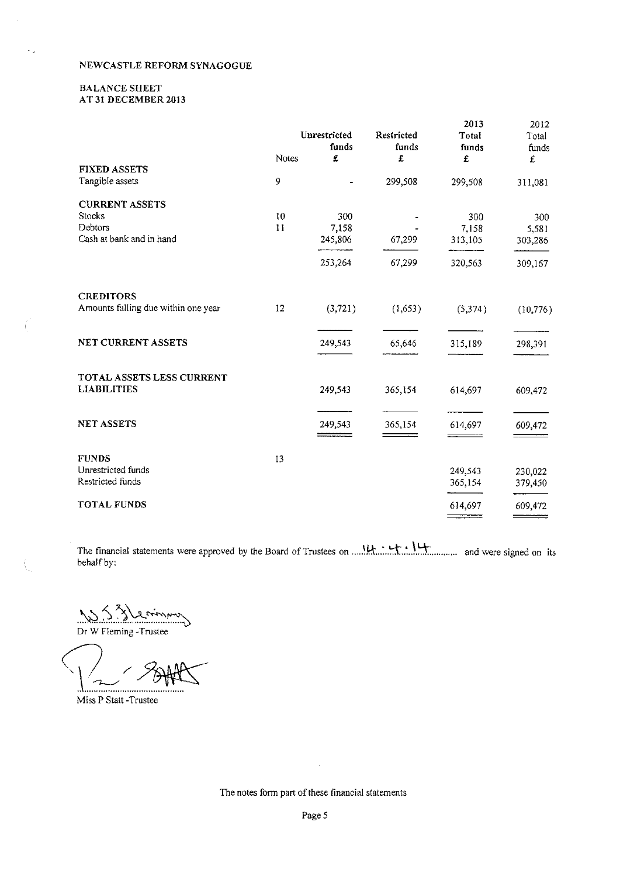NEWCASTLE REFORM SYNAGOGUE

BALANCE SHEET
AT 31 DECEMBER 2013

| | Notes | Unrestricted funds £ | Restricted funds £ | 2013 Total funds £ | 2012 Total funds £ |
|---|---|---|---|---|---|
| **FIXED ASSETS** | | | | | |
| Tangible assets | 9 | - | 299,508 | 299,508 | 311,081 |
| **CURRENT ASSETS** | | | | | |
| Stocks | 10 | 300 | - | 300 | 300 |
| Debtors | 11 | 7,158 | - | 7,158 | 5,581 |
| Cash at bank and in hand | | 245,806 | 67,299 | 313,105 | 303,286 |
| | | 253,264 | 67,299 | 320,563 | 309,167 |
| **CREDITORS** | | | | | |
| Amounts falling due within one year | 12 | (3,721) | (1,653) | (5,374) | (10,776) |
| **NET CURRENT ASSETS** | | 249,543 | 65,646 | 315,189 | 298,391 |
| **TOTAL ASSETS LESS CURRENT LIABILITIES** | | 249,543 | 365,154 | 614,697 | 609,472 |
| **NET ASSETS** | | 249,543 | 365,154 | 614,697 | 609,472 |
| **FUNDS** | 13 | | | | |
| Unrestricted funds | | | | 249,543 | 230,022 |
| Restricted funds | | | | 365,154 | 379,450 |
| **TOTAL FUNDS** | | | | 614,697 | 609,472 |

The financial statements were approved by the Board of Trustees on 14.4.14 and were signed on its behalf by:

Dr W Fleming -Trustee

Miss P Statt -Trustee

The notes form part of these financial statements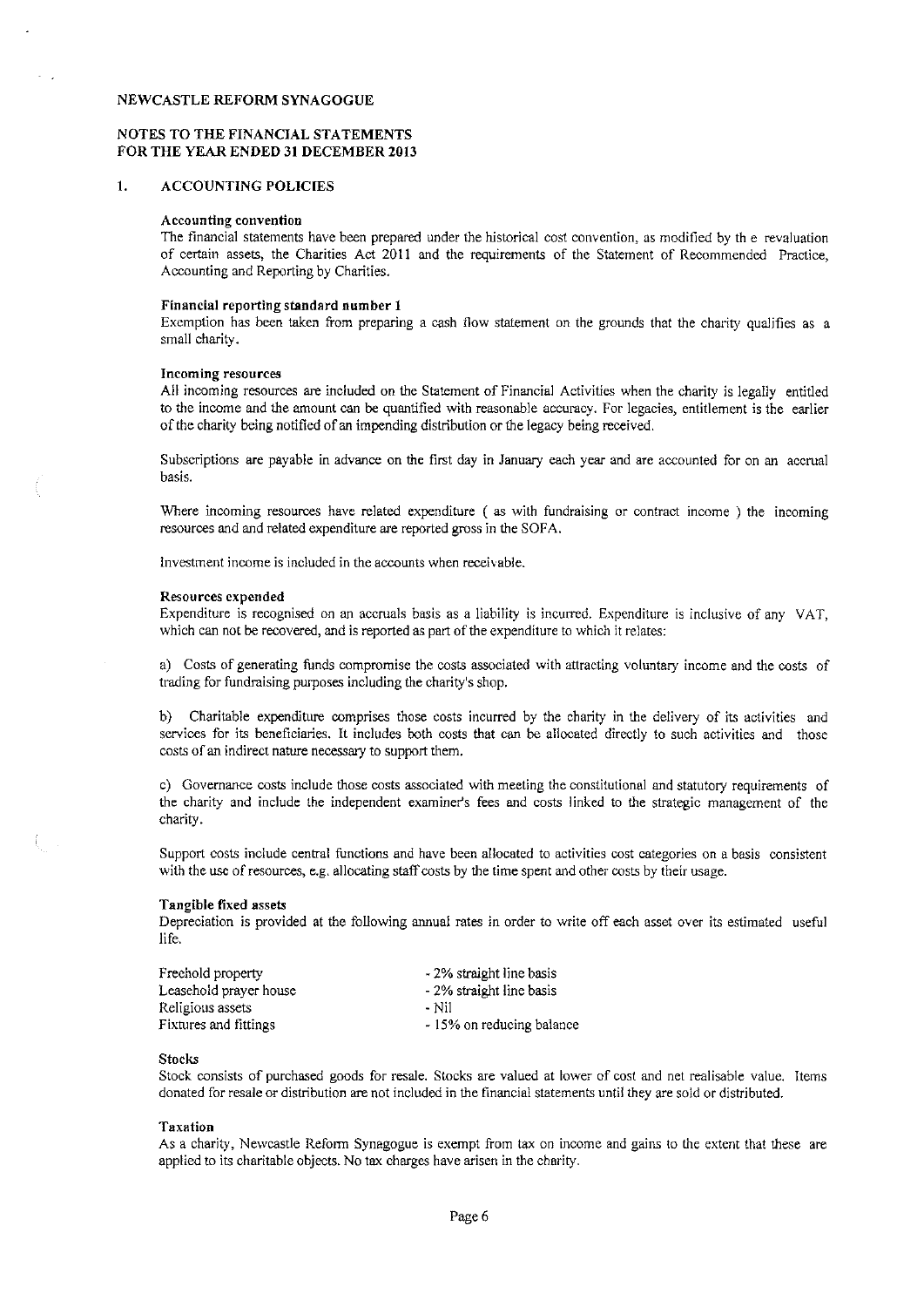NEWCASTLE REFORM SYNAGOGUE

NOTES TO THE FINANCIAL STATEMENTS
FOR THE YEAR ENDED 31 DECEMBER 2013

## 1. ACCOUNTING POLICIES

**Accounting convention**

The financial statements have been prepared under the historical cost convention, as modified by th e revaluation of certain assets, the Charities Act 2011 and the requirements of the Statement of Recommended Practice, Accounting and Reporting by Charities.

**Financial reporting standard number 1**

Exemption has been taken from preparing a cash flow statement on the grounds that the charity qualifies as a small charity.

**Incoming resources**

All incoming resources are included on the Statement of Financial Activities when the charity is legally entitled to the income and the amount can be quantified with reasonable accuracy. For legacies, entitlement is the earlier of the charity being notified of an impending distribution or the legacy being received.

Subscriptions are payable in advance on the first day in January each year and are accounted for on an accrual basis.

Where incoming resources have related expenditure ( as with fundraising or contract income ) the incoming resources and and related expenditure are reported gross in the SOFA.

Investment income is included in the accounts when receivable.

**Resources expended**

Expenditure is recognised on an accruals basis as a liability is incurred. Expenditure is inclusive of any VAT, which can not be recovered, and is reported as part of the expenditure to which it relates:

a) Costs of generating funds compromise the costs associated with attracting voluntary income and the costs of trading for fundraising purposes including the charity's shop.

b) Charitable expenditure comprises those costs incurred by the charity in the delivery of its activities and services for its beneficiaries. It includes both costs that can be allocated directly to such activities and those costs of an indirect nature necessary to support them.

c) Governance costs include those costs associated with meeting the constitutional and statutory requirements of the charity and include the independent examiner's fees and costs linked to the strategic management of the charity.

Support costs include central functions and have been allocated to activities cost categories on a basis consistent with the use of resources, e.g. allocating staff costs by the time spent and other costs by their usage.

**Tangible fixed assets**

Depreciation is provided at the following annual rates in order to write off each asset over its estimated useful life.

| | |
|---|---|
| Freehold property | - 2% straight line basis |
| Leasehold prayer house | - 2% straight line basis |
| Religious assets | - Nil |
| Fixtures and fittings | - 15% on reducing balance |

**Stocks**

Stock consists of purchased goods for resale. Stocks are valued at lower of cost and net realisable value. Items donated for resale or distribution are not included in the financial statements until they are sold or distributed.

**Taxation**

As a charity, Newcastle Reform Synagogue is exempt from tax on income and gains to the extent that these are applied to its charitable objects. No tax charges have arisen in the charity.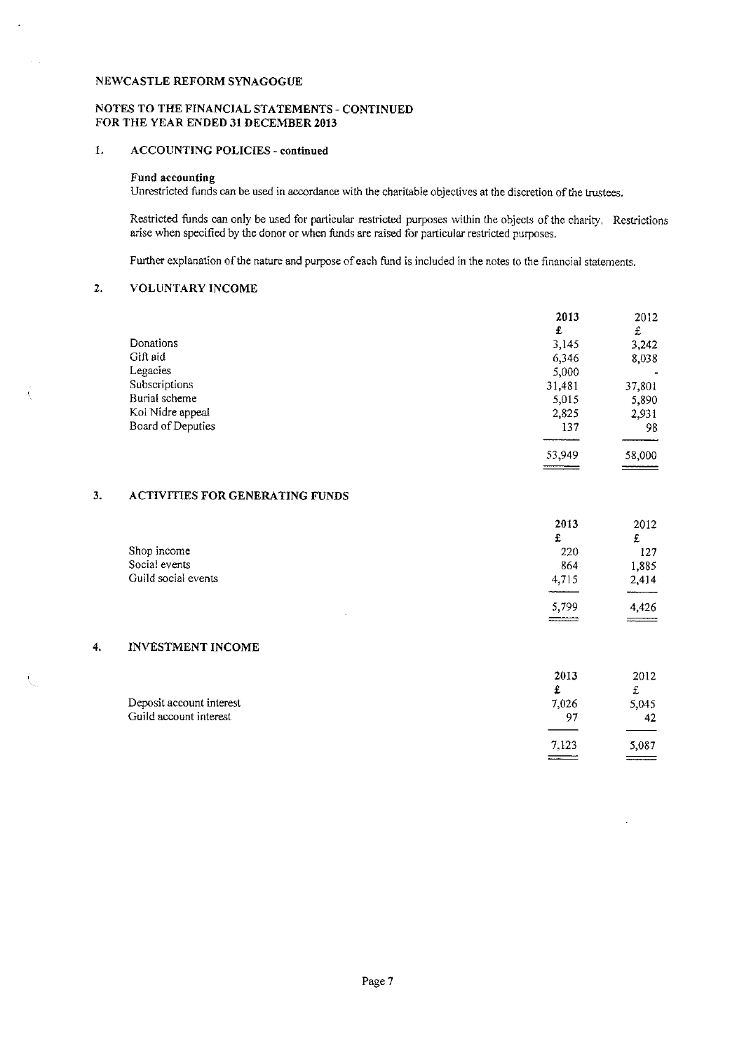NEWCASTLE REFORM SYNAGOGUE

NOTES TO THE FINANCIAL STATEMENTS - CONTINUED
FOR THE YEAR ENDED 31 DECEMBER 2013

## 1. ACCOUNTING POLICIES - continued

**Fund accounting**

Unrestricted funds can be used in accordance with the charitable objectives at the discretion of the trustees.

Restricted funds can only be used for particular restricted purposes within the objects of the charity. Restrictions arise when specified by the donor or when funds are raised for particular restricted purposes.

Further explanation of the nature and purpose of each fund is included in the notes to the financial statements.

## 2. VOLUNTARY INCOME

| | 2013 | 2012 |
|---|---|---|
| | £ | £ |
| Donations | 3,145 | 3,242 |
| Gift aid | 6,346 | 8,038 |
| Legacies | 5,000 | - |
| Subscriptions | 31,481 | 37,801 |
| Burial scheme | 5,015 | 5,890 |
| Kol Nidre appeal | 2,825 | 2,931 |
| Board of Deputies | 137 | 98 |
| | 53,949 | 58,000 |

## 3. ACTIVITIES FOR GENERATING FUNDS

| | 2013 | 2012 |
|---|---|---|
| | £ | £ |
| Shop income | 220 | 127 |
| Social events | 864 | 1,885 |
| Guild social events | 4,715 | 2,414 |
| | 5,799 | 4,426 |

## 4. INVESTMENT INCOME

| | 2013 | 2012 |
|---|---|---|
| | £ | £ |
| Deposit account interest | 7,026 | 5,045 |
| Guild account interest | 97 | 42 |
| | 7,123 | 5,087 |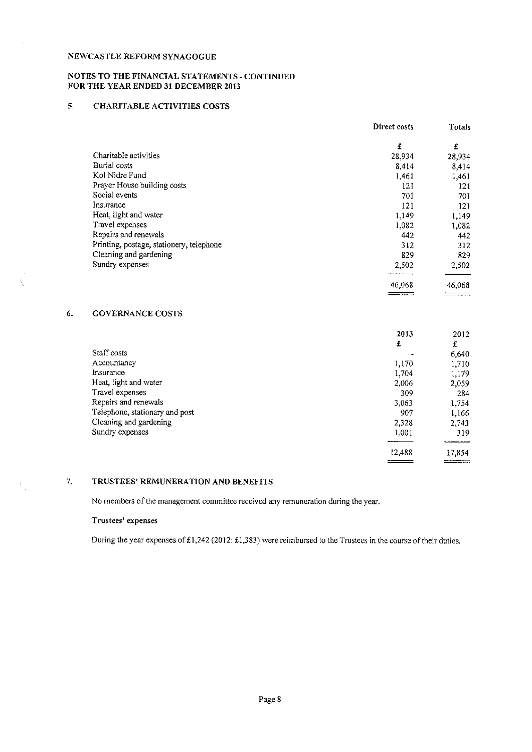NEWCASTLE REFORM SYNAGOGUE

NOTES TO THE FINANCIAL STATEMENTS - CONTINUED
FOR THE YEAR ENDED 31 DECEMBER 2013

## 5. CHARITABLE ACTIVITIES COSTS

| | Direct costs | Totals |
|---|---|---|
| | £ | £ |
| Charitable activities | 28,934 | 28,934 |
| Burial costs | 8,414 | 8,414 |
| Kol Nidre Fund | 1,461 | 1,461 |
| Prayer House building costs | 121 | 121 |
| Social events | 701 | 701 |
| Insurance | 121 | 121 |
| Heat, light and water | 1,149 | 1,149 |
| Travel expenses | 1,082 | 1,082 |
| Repairs and renewals | 442 | 442 |
| Printing, postage, stationery, telephone | 312 | 312 |
| Cleaning and gardening | 829 | 829 |
| Sundry expenses | 2,502 | 2,502 |
| | 46,068 | 46,068 |

## 6. GOVERNANCE COSTS

| | 2013 | 2012 |
|---|---|---|
| | £ | £ |
| Staff costs | - | 6,640 |
| Accountancy | 1,170 | 1,710 |
| Insurance | 1,704 | 1,179 |
| Heat, light and water | 2,006 | 2,059 |
| Travel expenses | 309 | 284 |
| Repairs and renewals | 3,063 | 1,754 |
| Telephone, stationary and post | 907 | 1,166 |
| Cleaning and gardening | 2,328 | 2,743 |
| Sundry expenses | 1,001 | 319 |
| | 12,488 | 17,854 |

## 7. TRUSTEES' REMUNERATION AND BENEFITS

No members of the management committee received any remuneration during the year.

**Trustees' expenses**

During the year expenses of £1,242 (2012: £1,383) were reimbursed to the Trustees in the course of their duties.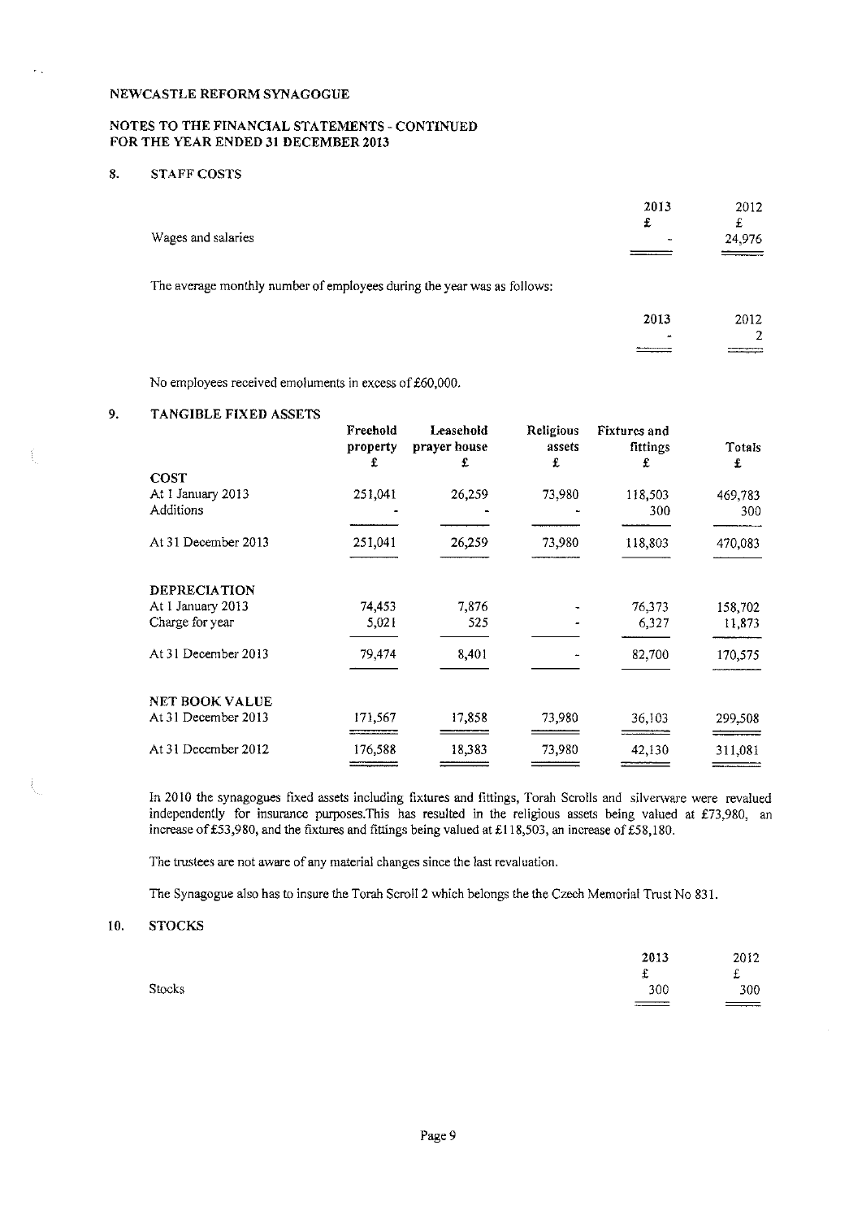NEWCASTLE REFORM SYNAGOGUE

NOTES TO THE FINANCIAL STATEMENTS - CONTINUED
FOR THE YEAR ENDED 31 DECEMBER 2013

## 8. STAFF COSTS

| | 2013 | 2012 |
|---|---|---|
| | £ | £ |
| Wages and salaries | - | 24,976 |

The average monthly number of employees during the year was as follows:

| | 2013 | 2012 |
|---|---|---|
| | - | 2 |

No employees received emoluments in excess of £60,000.

## 9. TANGIBLE FIXED ASSETS

| | Freehold property | Leasehold prayer house | Religious assets | Fixtures and fittings | Totals |
|---|---|---|---|---|---|
| | £ | £ | £ | £ | £ |
| **COST** | | | | | |
| At 1 January 2013 | 251,041 | 26,259 | 73,980 | 118,503 | 469,783 |
| Additions | - | - | - | 300 | 300 |
| At 31 December 2013 | 251,041 | 26,259 | 73,980 | 118,803 | 470,083 |
| **DEPRECIATION** | | | | | |
| At 1 January 2013 | 74,453 | 7,876 | - | 76,373 | 158,702 |
| Charge for year | 5,021 | 525 | - | 6,327 | 11,873 |
| At 31 December 2013 | 79,474 | 8,401 | - | 82,700 | 170,575 |
| **NET BOOK VALUE** | | | | | |
| At 31 December 2013 | 171,567 | 17,858 | 73,980 | 36,103 | 299,508 |
| At 31 December 2012 | 176,588 | 18,383 | 73,980 | 42,130 | 311,081 |

In 2010 the synagogues fixed assets including fixtures and fittings, Torah Scrolls and silverware were revalued independently for insurance purposes.This has resulted in the religious assets being valued at £73,980, an increase of £53,980, and the fixtures and fittings being valued at £118,503, an increase of £58,180.

The trustees are not aware of any material changes since the last revaluation.

The Synagogue also has to insure the Torah Scroll 2 which belongs the the Czech Memorial Trust No 831.

## 10. STOCKS

| | 2013 | 2012 |
|---|---|---|
| | £ | £ |
| Stocks | 300 | 300 |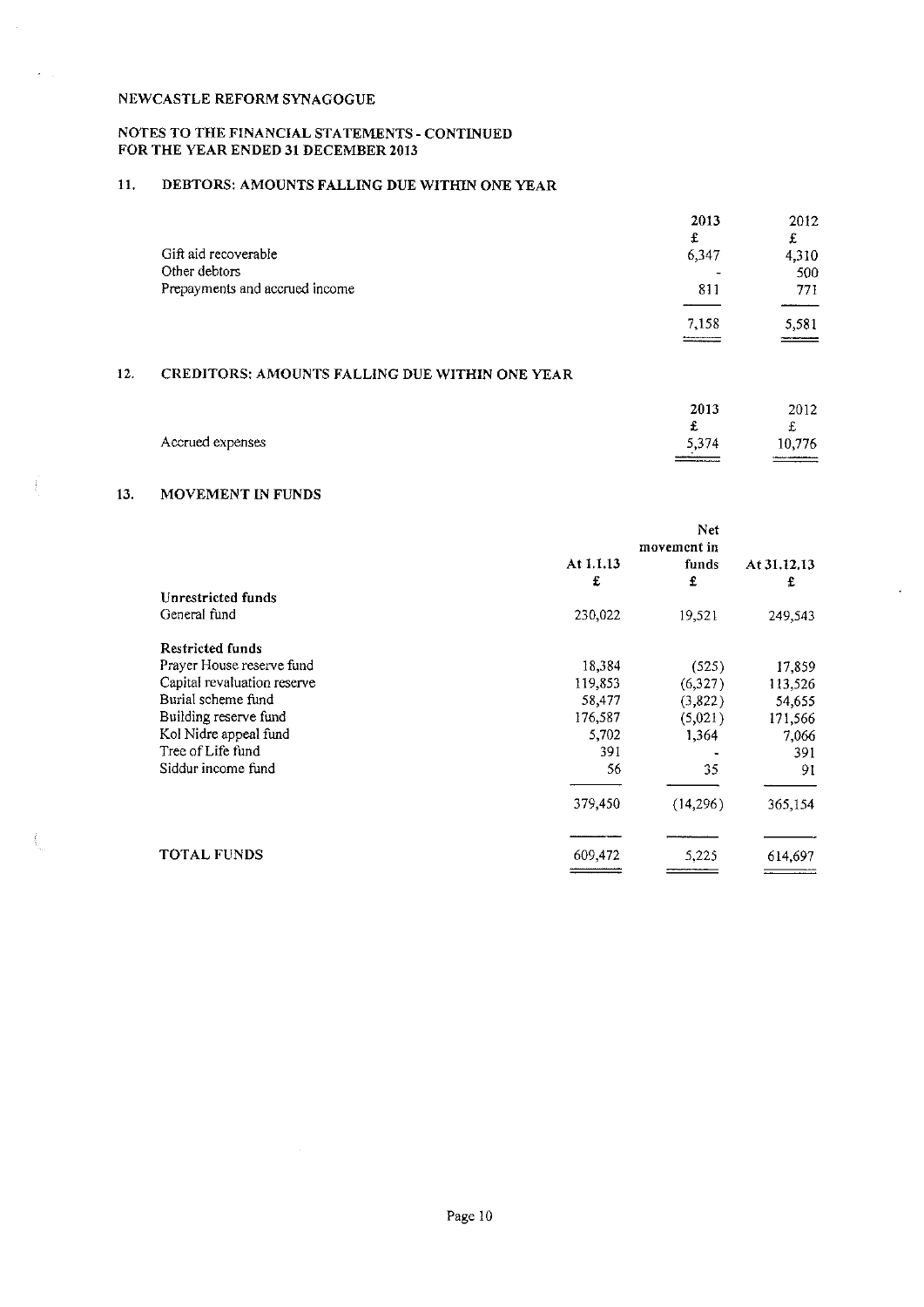NEWCASTLE REFORM SYNAGOGUE

NOTES TO THE FINANCIAL STATEMENTS - CONTINUED
FOR THE YEAR ENDED 31 DECEMBER 2013

## 11. DEBTORS: AMOUNTS FALLING DUE WITHIN ONE YEAR

| | 2013 | 2012 |
|---|---|---|
| | £ | £ |
| Gift aid recoverable | 6,347 | 4,310 |
| Other debtors | - | 500 |
| Prepayments and accrued income | 811 | 771 |
| | 7,158 | 5,581 |

## 12. CREDITORS: AMOUNTS FALLING DUE WITHIN ONE YEAR

| | 2013 | 2012 |
|---|---|---|
| | £ | £ |
| Accrued expenses | 5,374 | 10,776 |

## 13. MOVEMENT IN FUNDS

| | At 1.1.13 | Net movement in funds | At 31.12.13 |
|---|---|---|---|
| | £ | £ | £ |
| **Unrestricted funds** | | | |
| General fund | 230,022 | 19,521 | 249,543 |
| **Restricted funds** | | | |
| Prayer House reserve fund | 18,384 | (525) | 17,859 |
| Capital revaluation reserve | 119,853 | (6,327) | 113,526 |
| Burial scheme fund | 58,477 | (3,822) | 54,655 |
| Building reserve fund | 176,587 | (5,021) | 171,566 |
| Kol Nidre appeal fund | 5,702 | 1,364 | 7,066 |
| Tree of Life fund | 391 | - | 391 |
| Siddur income fund | 56 | 35 | 91 |
| | 379,450 | (14,296) | 365,154 |
| **TOTAL FUNDS** | 609,472 | 5,225 | 614,697 |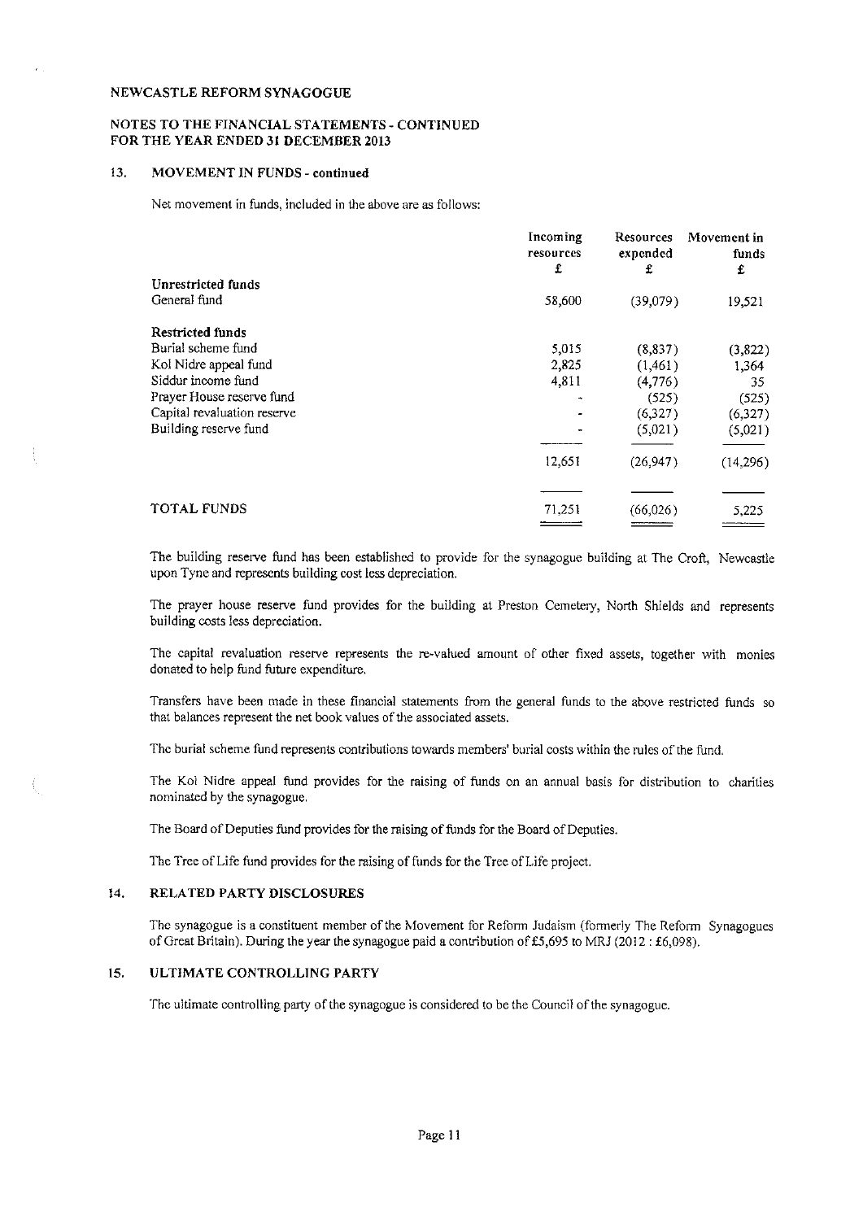NEWCASTLE REFORM SYNAGOGUE

NOTES TO THE FINANCIAL STATEMENTS - CONTINUED
FOR THE YEAR ENDED 31 DECEMBER 2013

## 13. MOVEMENT IN FUNDS - continued

Net movement in funds, included in the above are as follows:

| | Incoming resources £ | Resources expended £ | Movement in funds £ |
|---|---|---|---|
| **Unrestricted funds** | | | |
| General fund | 58,600 | (39,079) | 19,521 |
| **Restricted funds** | | | |
| Burial scheme fund | 5,015 | (8,837) | (3,822) |
| Kol Nidre appeal fund | 2,825 | (1,461) | 1,364 |
| Siddur income fund | 4,811 | (4,776) | 35 |
| Prayer House reserve fund | - | (525) | (525) |
| Capital revaluation reserve | - | (6,327) | (6,327) |
| Building reserve fund | - | (5,021) | (5,021) |
| | 12,651 | (26,947) | (14,296) |
| TOTAL FUNDS | 71,251 | (66,026) | 5,225 |

The building reserve fund has been established to provide for the synagogue building at The Croft, Newcastle upon Tyne and represents building cost less depreciation.

The prayer house reserve fund provides for the building at Preston Cemetery, North Shields and represents building costs less depreciation.

The capital revaluation reserve represents the re-valued amount of other fixed assets, together with monies donated to help fund future expenditure.

Transfers have been made in these financial statements from the general funds to the above restricted funds so that balances represent the net book values of the associated assets.

The burial scheme fund represents contributions towards members' burial costs within the rules of the fund.

The Kol Nidre appeal fund provides for the raising of funds on an annual basis for distribution to charities nominated by the synagogue.

The Board of Deputies fund provides for the raising of funds for the Board of Deputies.

The Tree of Life fund provides for the raising of funds for the Tree of Life project.

## 14. RELATED PARTY DISCLOSURES

The synagogue is a constituent member of the Movement for Reform Judaism (formerly The Reform Synagogues of Great Britain). During the year the synagogue paid a contribution of £5,695 to MRJ (2012 : £6,098).

## 15. ULTIMATE CONTROLLING PARTY

The ultimate controlling party of the synagogue is considered to be the Council of the synagogue.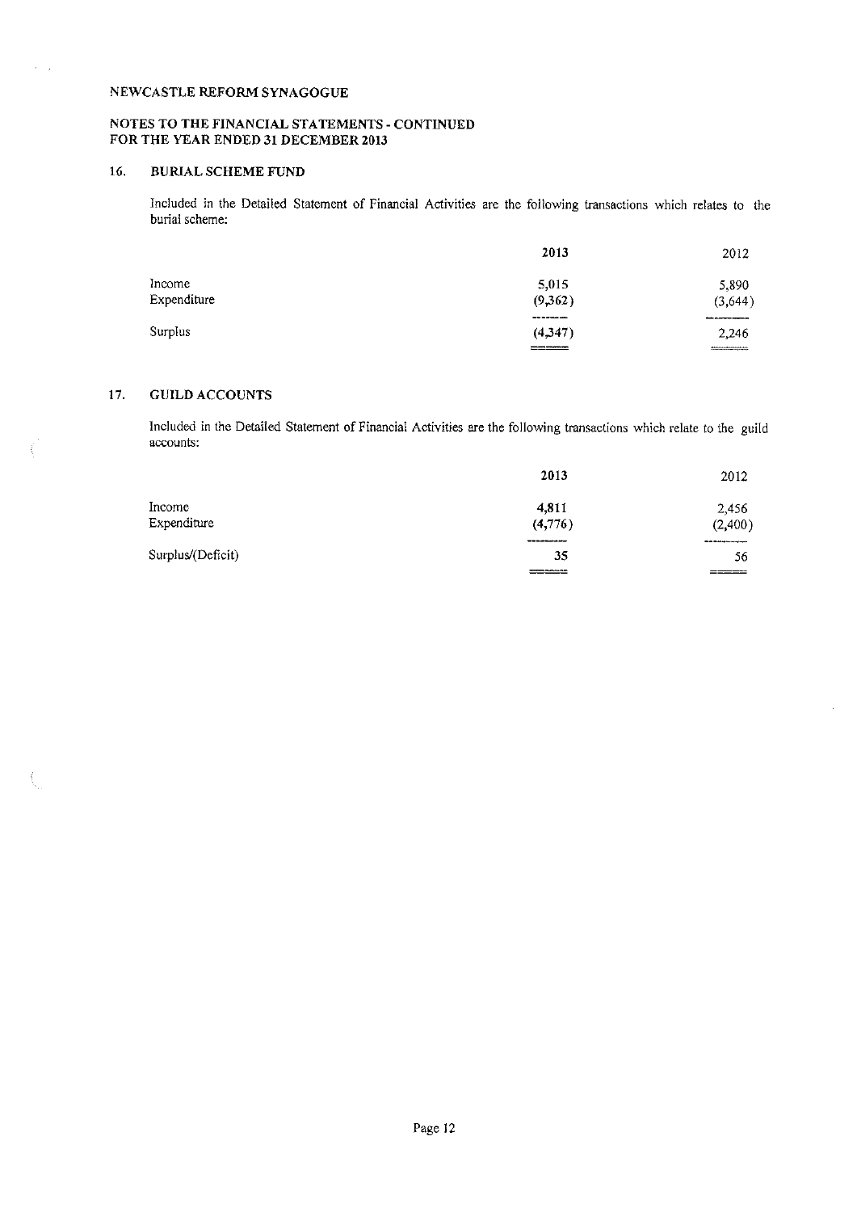NEWCASTLE REFORM SYNAGOGUE

NOTES TO THE FINANCIAL STATEMENTS - CONTINUED
FOR THE YEAR ENDED 31 DECEMBER 2013

## 16. BURIAL SCHEME FUND

Included in the Detailed Statement of Financial Activities are the following transactions which relates to the burial scheme:

| | 2013 | 2012 |
|---|---|---|
| Income | 5,015 | 5,890 |
| Expenditure | (9,362) | (3,644) |
| Surplus | (4,347) | 2,246 |

## 17. GUILD ACCOUNTS

Included in the Detailed Statement of Financial Activities are the following transactions which relate to the guild accounts:

| | 2013 | 2012 |
|---|---|---|
| Income | 4,811 | 2,456 |
| Expenditure | (4,776) | (2,400) |
| Surplus/(Deficit) | 35 | 56 |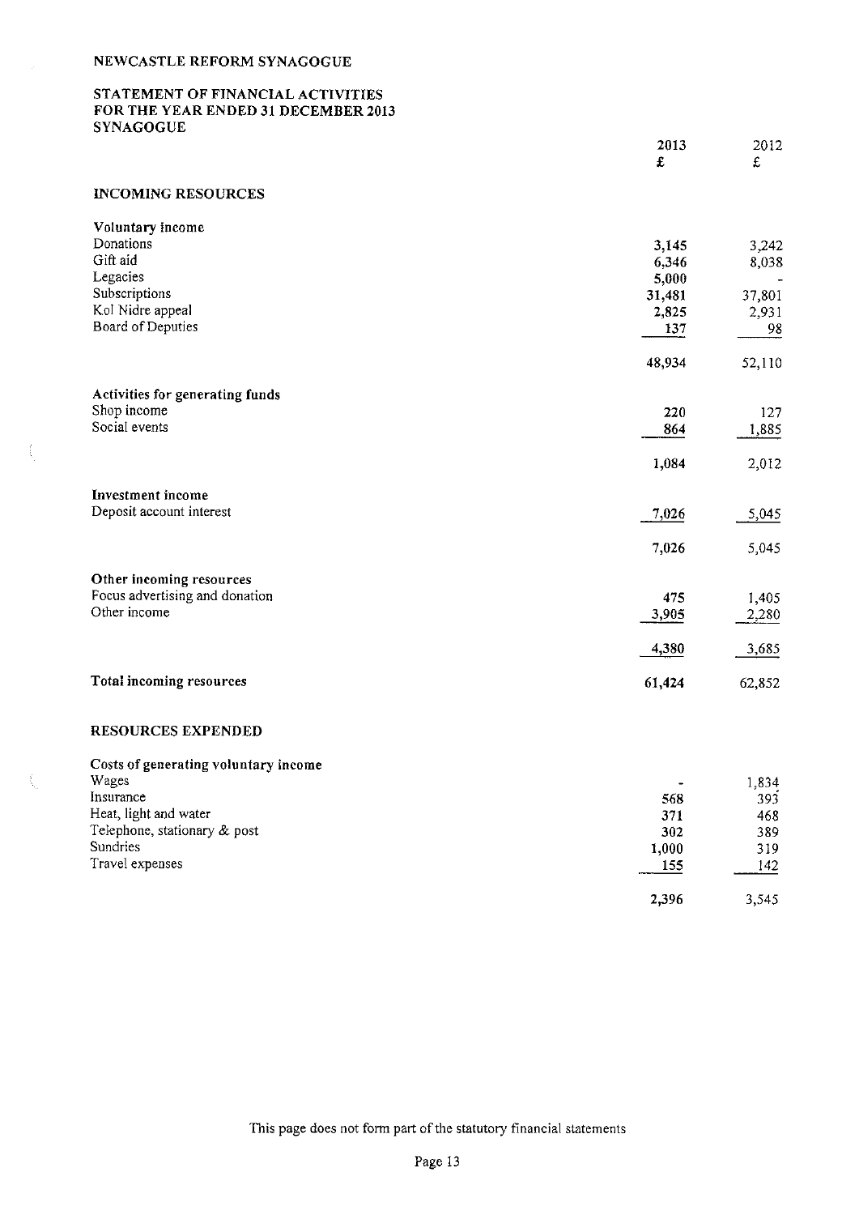NEWCASTLE REFORM SYNAGOGUE

STATEMENT OF FINANCIAL ACTIVITIES
FOR THE YEAR ENDED 31 DECEMBER 2013
SYNAGOGUE

| | 2013 £ | 2012 £ |
|---|---|---|
| **INCOMING RESOURCES** | | |
| **Voluntary income** | | |
| Donations | 3,145 | 3,242 |
| Gift aid | 6,346 | 8,038 |
| Legacies | 5,000 | - |
| Subscriptions | 31,481 | 37,801 |
| Kol Nidre appeal | 2,825 | 2,931 |
| Board of Deputies | 137 | 98 |
| | 48,934 | 52,110 |
| **Activities for generating funds** | | |
| Shop income | 220 | 127 |
| Social events | 864 | 1,885 |
| | 1,084 | 2,012 |
| **Investment income** | | |
| Deposit account interest | 7,026 | 5,045 |
| | 7,026 | 5,045 |
| **Other incoming resources** | | |
| Focus advertising and donation | 475 | 1,405 |
| Other income | 3,905 | 2,280 |
| | 4,380 | 3,685 |
| **Total incoming resources** | 61,424 | 62,852 |
| **RESOURCES EXPENDED** | | |
| **Costs of generating voluntary income** | | |
| Wages | - | 1,834 |
| Insurance | 568 | 393 |
| Heat, light and water | 371 | 468 |
| Telephone, stationary & post | 302 | 389 |
| Sundries | 1,000 | 319 |
| Travel expenses | 155 | 142 |
| | 2,396 | 3,545 |

This page does not form part of the statutory financial statements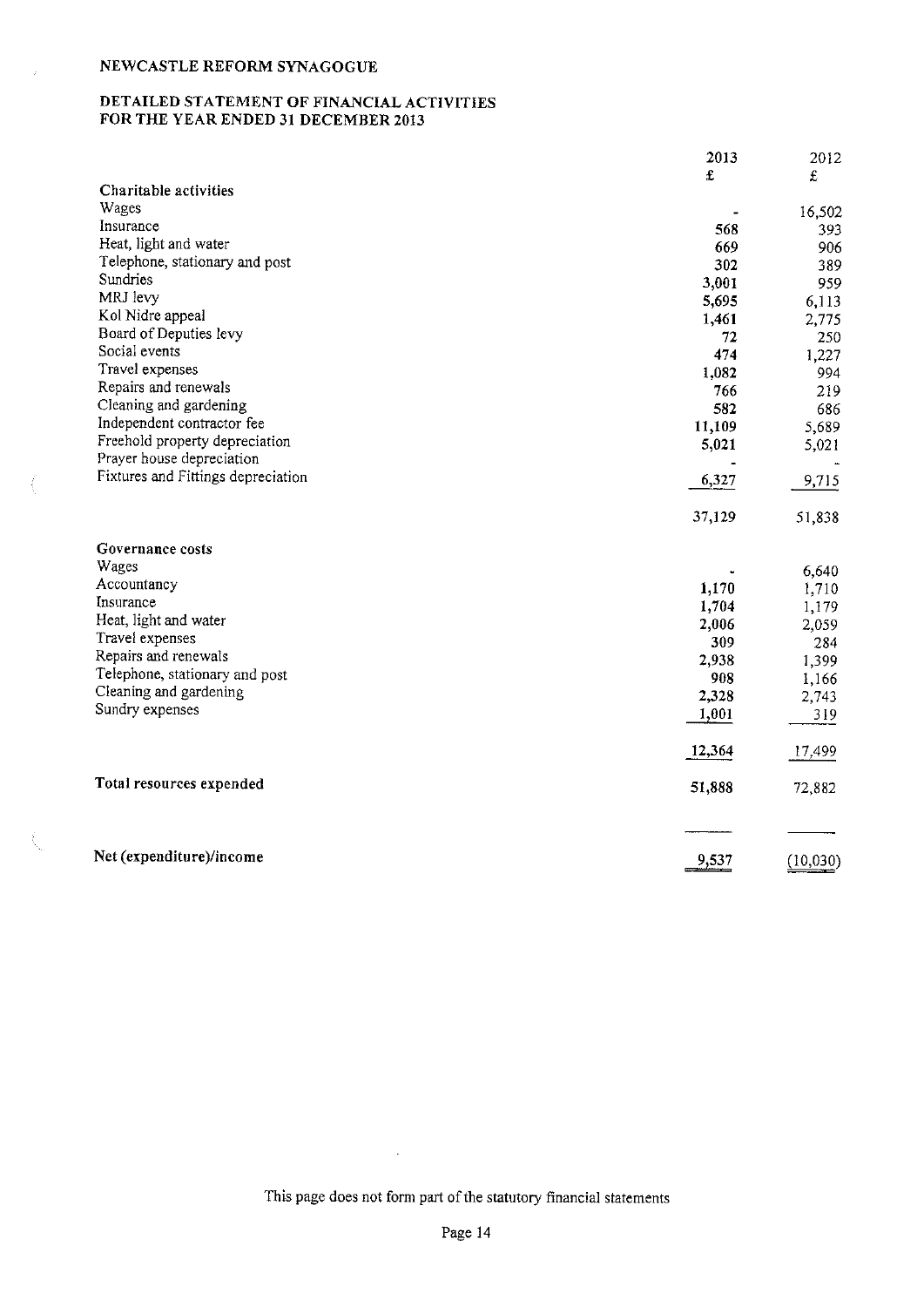# NEWCASTLE REFORM SYNAGOGUE

## DETAILED STATEMENT OF FINANCIAL ACTIVITIES FOR THE YEAR ENDED 31 DECEMBER 2013

| | 2013 | 2012 |
|---|---|---|
| | £ | £ |
| **Charitable activities** | | |
| Wages | - | 16,502 |
| Insurance | 568 | 393 |
| Heat, light and water | 669 | 906 |
| Telephone, stationary and post | 302 | 389 |
| Sundries | 3,001 | 959 |
| MRJ levy | 5,695 | 6,113 |
| Kol Nidre appeal | 1,461 | 2,775 |
| Board of Deputies levy | 72 | 250 |
| Social events | 474 | 1,227 |
| Travel expenses | 1,082 | 994 |
| Repairs and renewals | 766 | 219 |
| Cleaning and gardening | 582 | 686 |
| Independent contractor fee | 11,109 | 5,689 |
| Freehold property depreciation | 5,021 | 5,021 |
| Prayer house depreciation | - | - |
| Fixtures and Fittings depreciation | 6,327 | 9,715 |
| | 37,129 | 51,838 |
| **Governance costs** | | |
| Wages | - | 6,640 |
| Accountancy | 1,170 | 1,710 |
| Insurance | 1,704 | 1,179 |
| Heat, light and water | 2,006 | 2,059 |
| Travel expenses | 309 | 284 |
| Repairs and renewals | 2,938 | 1,399 |
| Telephone, stationary and post | 908 | 1,166 |
| Cleaning and gardening | 2,328 | 2,743 |
| Sundry expenses | 1,001 | 319 |
| | 12,364 | 17,499 |
| **Total resources expended** | 51,888 | 72,882 |
| **Net (expenditure)/income** | 9,537 | (10,030) |

This page does not form part of the statutory financial statements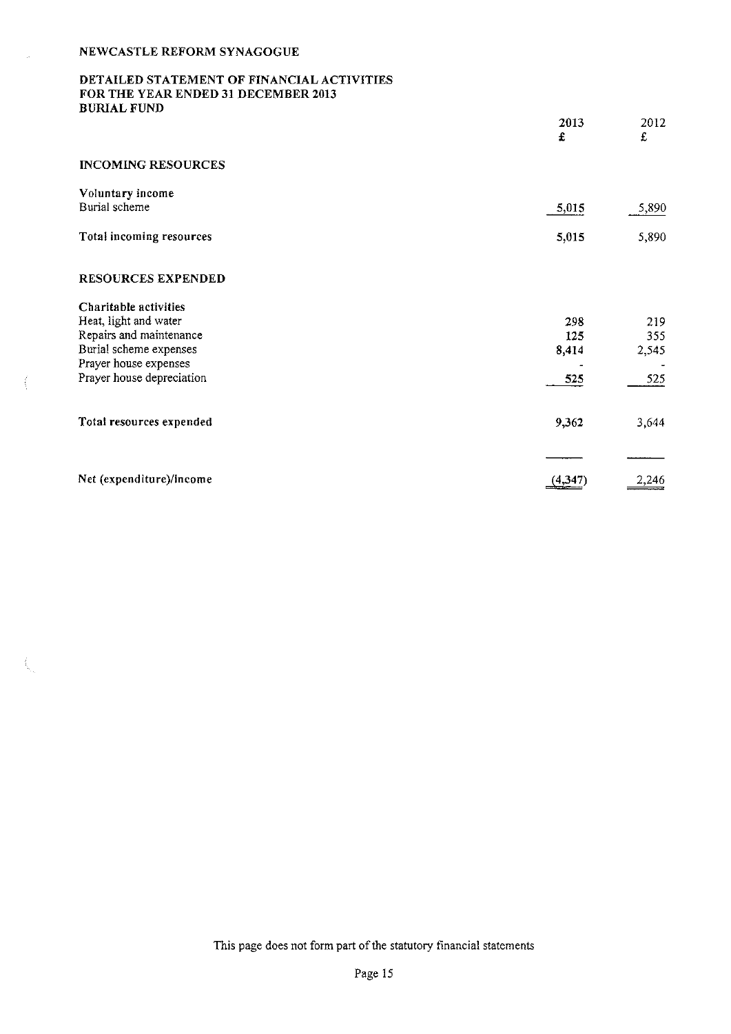NEWCASTLE REFORM SYNAGOGUE

DETAILED STATEMENT OF FINANCIAL ACTIVITIES
FOR THE YEAR ENDED 31 DECEMBER 2013
BURIAL FUND

| | 2013 £ | 2012 £ |
|---|---|---|
| **INCOMING RESOURCES** | | |
| **Voluntary income** | | |
| Burial scheme | 5,015 | 5,890 |
| **Total incoming resources** | 5,015 | 5,890 |
| **RESOURCES EXPENDED** | | |
| **Charitable activities** | | |
| Heat, light and water | 298 | 219 |
| Repairs and maintenance | 125 | 355 |
| Burial scheme expenses | 8,414 | 2,545 |
| Prayer house expenses | - | - |
| Prayer house depreciation | 525 | 525 |
| **Total resources expended** | 9,362 | 3,644 |
| **Net (expenditure)/income** | (4,347) | 2,246 |

This page does not form part of the statutory financial statements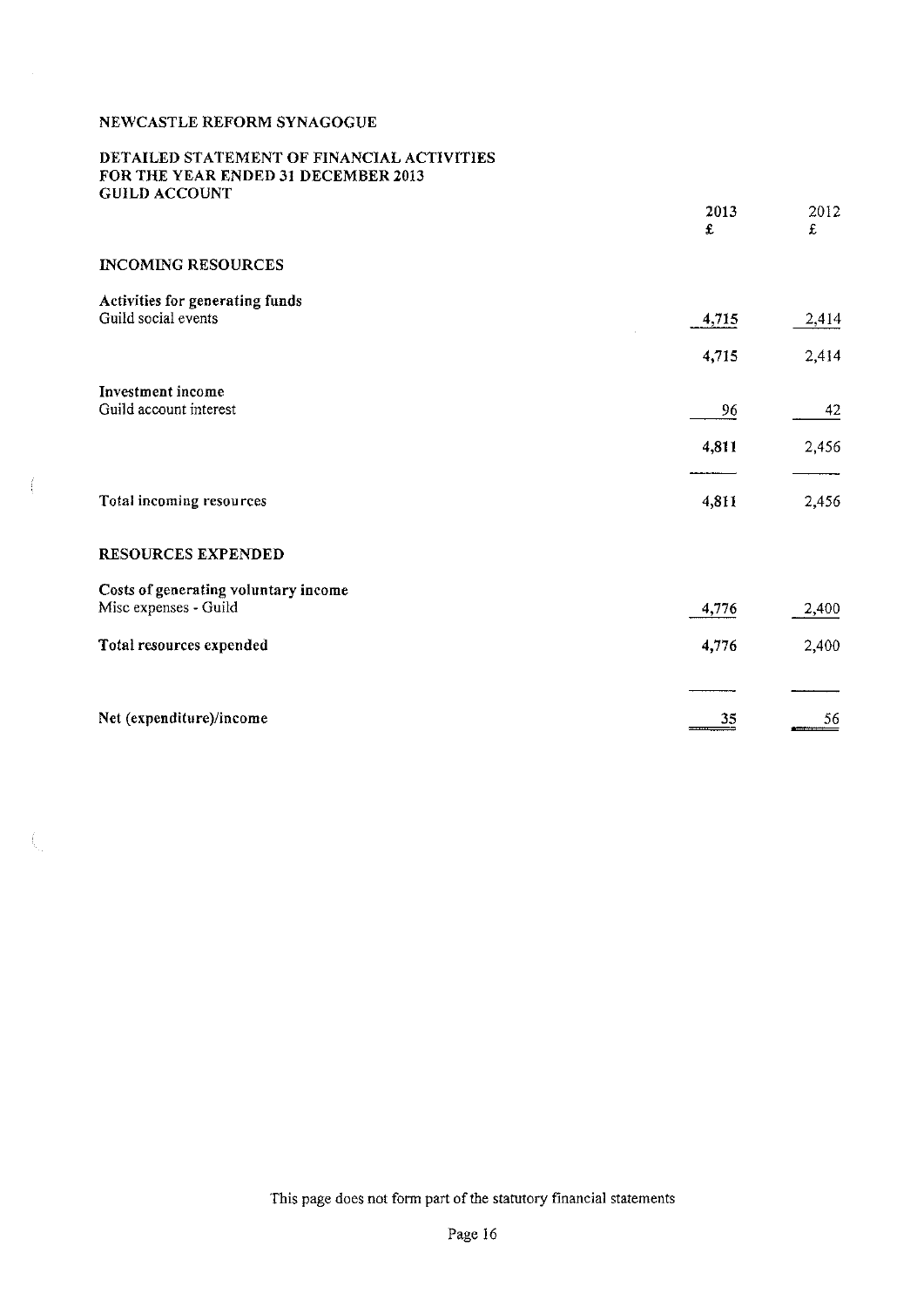NEWCASTLE REFORM SYNAGOGUE

DETAILED STATEMENT OF FINANCIAL ACTIVITIES
FOR THE YEAR ENDED 31 DECEMBER 2013
GUILD ACCOUNT

| | 2013 £ | 2012 £ |
|---|---|---|
| **INCOMING RESOURCES** | | |
| **Activities for generating funds** | | |
| Guild social events | 4,715 | 2,414 |
| | 4,715 | 2,414 |
| **Investment income** | | |
| Guild account interest | 96 | 42 |
| | 4,811 | 2,456 |
| **Total incoming resources** | 4,811 | 2,456 |
| **RESOURCES EXPENDED** | | |
| **Costs of generating voluntary income** | | |
| Misc expenses - Guild | 4,776 | 2,400 |
| **Total resources expended** | 4,776 | 2,400 |
| **Net (expenditure)/income** | 35 | 56 |

This page does not form part of the statutory financial statements